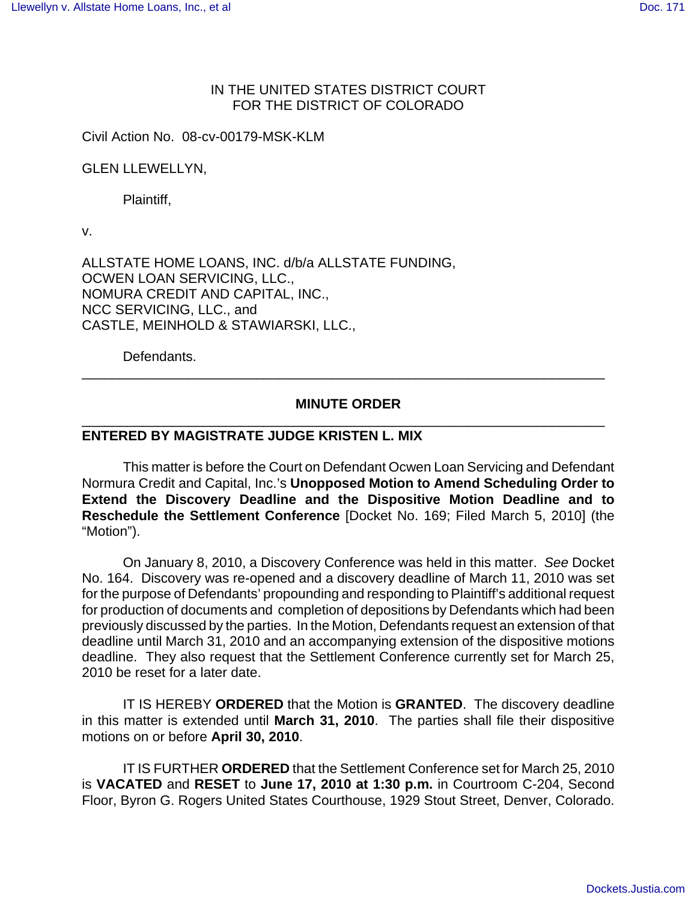IN THE UNITED STATES DISTRICT COURT
FOR THE DISTRICT OF COLORADO

Civil Action No. 08-cv-00179-MSK-KLM

GLEN LLEWELLYN,

Plaintiff,

v.

ALLSTATE HOME LOANS, INC. d/b/a ALLSTATE FUNDING,
OCWEN LOAN SERVICING, LLC.,
NOMURA CREDIT AND CAPITAL, INC.,
NCC SERVICING, LLC., and
CASTLE, MEINHOLD & STAWIARSKI, LLC.,

Defendants.

---

**MINUTE ORDER**

---

**ENTERED BY MAGISTRATE JUDGE KRISTEN L. MIX**

This matter is before the Court on Defendant Ocwen Loan Servicing and Defendant Normura Credit and Capital, Inc.'s **Unopposed Motion to Amend Scheduling Order to Extend the Discovery Deadline and the Dispositive Motion Deadline and to Reschedule the Settlement Conference** [Docket No. 169; Filed March 5, 2010] (the "Motion").

On January 8, 2010, a Discovery Conference was held in this matter. *See* Docket No. 164. Discovery was re-opened and a discovery deadline of March 11, 2010 was set for the purpose of Defendants' propounding and responding to Plaintiff's additional request for production of documents and completion of depositions by Defendants which had been previously discussed by the parties. In the Motion, Defendants request an extension of that deadline until March 31, 2010 and an accompanying extension of the dispositive motions deadline. They also request that the Settlement Conference currently set for March 25, 2010 be reset for a later date.

IT IS HEREBY **ORDERED** that the Motion is **GRANTED**. The discovery deadline in this matter is extended until **March 31, 2010**. The parties shall file their dispositive motions on or before **April 30, 2010**.

IT IS FURTHER **ORDERED** that the Settlement Conference set for March 25, 2010 is **VACATED** and **RESET** to **June 17, 2010 at 1:30 p.m.** in Courtroom C-204, Second Floor, Byron G. Rogers United States Courthouse, 1929 Stout Street, Denver, Colorado.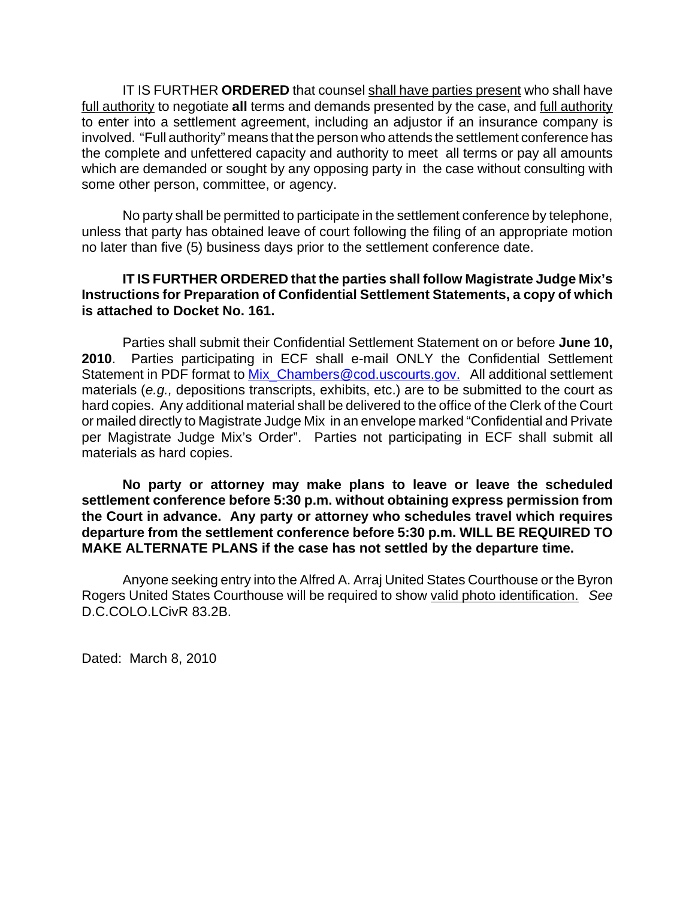IT IS FURTHER **ORDERED** that counsel shall have parties present who shall have full authority to negotiate **all** terms and demands presented by the case, and full authority to enter into a settlement agreement, including an adjustor if an insurance company is involved. "Full authority" means that the person who attends the settlement conference has the complete and unfettered capacity and authority to meet all terms or pay all amounts which are demanded or sought by any opposing party in the case without consulting with some other person, committee, or agency.

No party shall be permitted to participate in the settlement conference by telephone, unless that party has obtained leave of court following the filing of an appropriate motion no later than five (5) business days prior to the settlement conference date.

**IT IS FURTHER ORDERED that the parties shall follow Magistrate Judge Mix's Instructions for Preparation of Confidential Settlement Statements, a copy of which is attached to Docket No. 161.**

Parties shall submit their Confidential Settlement Statement on or before **June 10, 2010**. Parties participating in ECF shall e-mail ONLY the Confidential Settlement Statement in PDF format to Mix_Chambers@cod.uscourts.gov. All additional settlement materials (*e.g.,* depositions transcripts, exhibits, etc.) are to be submitted to the court as hard copies. Any additional material shall be delivered to the office of the Clerk of the Court or mailed directly to Magistrate Judge Mix in an envelope marked "Confidential and Private per Magistrate Judge Mix's Order". Parties not participating in ECF shall submit all materials as hard copies.

**No party or attorney may make plans to leave or leave the scheduled settlement conference before 5:30 p.m. without obtaining express permission from the Court in advance. Any party or attorney who schedules travel which requires departure from the settlement conference before 5:30 p.m. WILL BE REQUIRED TO MAKE ALTERNATE PLANS if the case has not settled by the departure time.**

Anyone seeking entry into the Alfred A. Arraj United States Courthouse or the Byron Rogers United States Courthouse will be required to show valid photo identification. *See* D.C.COLO.LCivR 83.2B.

Dated: March 8, 2010